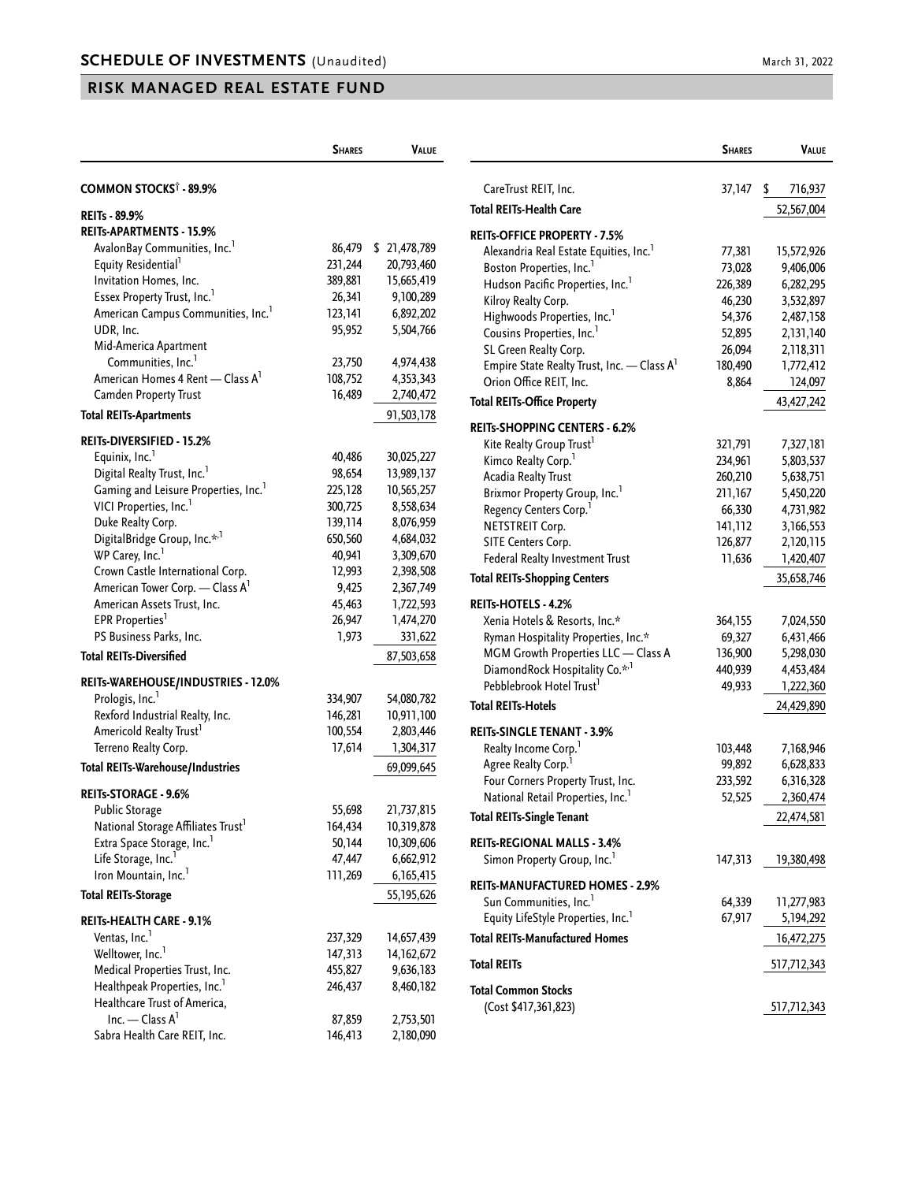## SCHEDULE OF INVESTMENTS (Unaudited)

March 31, 2022

## RISK MANAGED REAL ESTATE FUND

| | Shares | Value |
|---|---|---|
| **COMMON STOCKS† - 89.9%** | | |
| **REITs - 89.9%** | | |
| **REITs-APARTMENTS - 15.9%** | | |
| AvalonBay Communities, Inc.[1] | 86,479 | $ 21,478,789 |
| Equity Residential[1] | 231,244 | 20,793,460 |
| Invitation Homes, Inc. | 389,881 | 15,665,419 |
| Essex Property Trust, Inc.[1] | 26,341 | 9,100,289 |
| American Campus Communities, Inc.[1] | 123,141 | 6,892,202 |
| UDR, Inc. | 95,952 | 5,504,766 |
| Mid-America Apartment Communities, Inc.[1] | 23,750 | 4,974,438 |
| American Homes 4 Rent — Class A[1] | 108,752 | 4,353,343 |
| Camden Property Trust | 16,489 | 2,740,472 |
| **Total REITs-Apartments** | | 91,503,178 |
| **REITs-DIVERSIFIED - 15.2%** | | |
| Equinix, Inc.[1] | 40,486 | 30,025,227 |
| Digital Realty Trust, Inc.[1] | 98,654 | 13,989,137 |
| Gaming and Leisure Properties, Inc.[1] | 225,128 | 10,565,257 |
| VICI Properties, Inc.[1] | 300,725 | 8,558,634 |
| Duke Realty Corp. | 139,114 | 8,076,959 |
| DigitalBridge Group, Inc.*,[1] | 650,560 | 4,684,032 |
| WP Carey, Inc.[1] | 40,941 | 3,309,670 |
| Crown Castle International Corp. | 12,993 | 2,398,508 |
| American Tower Corp. — Class A[1] | 9,425 | 2,367,749 |
| American Assets Trust, Inc. | 45,463 | 1,722,593 |
| EPR Properties[1] | 26,947 | 1,474,270 |
| PS Business Parks, Inc. | 1,973 | 331,622 |
| **Total REITs-Diversified** | | 87,503,658 |
| **REITs-WAREHOUSE/INDUSTRIES - 12.0%** | | |
| Prologis, Inc.[1] | 334,907 | 54,080,782 |
| Rexford Industrial Realty, Inc. | 146,281 | 10,911,100 |
| Americold Realty Trust[1] | 100,554 | 2,803,446 |
| Terreno Realty Corp. | 17,614 | 1,304,317 |
| **Total REITs-Warehouse/Industries** | | 69,099,645 |
| **REITs-STORAGE - 9.6%** | | |
| Public Storage | 55,698 | 21,737,815 |
| National Storage Affiliates Trust[1] | 164,434 | 10,319,878 |
| Extra Space Storage, Inc.[1] | 50,144 | 10,309,606 |
| Life Storage, Inc.[1] | 47,447 | 6,662,912 |
| Iron Mountain, Inc.[1] | 111,269 | 6,165,415 |
| **Total REITs-Storage** | | 55,195,626 |
| **REITs-HEALTH CARE - 9.1%** | | |
| Ventas, Inc.[1] | 237,329 | 14,657,439 |
| Welltower, Inc.[1] | 147,313 | 14,162,672 |
| Medical Properties Trust, Inc. | 455,827 | 9,636,183 |
| Healthpeak Properties, Inc.[1] | 246,437 | 8,460,182 |
| Healthcare Trust of America, Inc. — Class A[1] | 87,859 | 2,753,501 |
| Sabra Health Care REIT, Inc. | 146,413 | 2,180,090 |
| CareTrust REIT, Inc. | 37,147 | $ 716,937 |
| **Total REITs-Health Care** | | 52,567,004 |
| **REITs-OFFICE PROPERTY - 7.5%** | | |
| Alexandria Real Estate Equities, Inc.[1] | 77,381 | 15,572,926 |
| Boston Properties, Inc.[1] | 73,028 | 9,406,006 |
| Hudson Pacific Properties, Inc.[1] | 226,389 | 6,282,295 |
| Kilroy Realty Corp. | 46,230 | 3,532,897 |
| Highwoods Properties, Inc.[1] | 54,376 | 2,487,158 |
| Cousins Properties, Inc.[1] | 52,895 | 2,131,140 |
| SL Green Realty Corp. | 26,094 | 2,118,311 |
| Empire State Realty Trust, Inc. — Class A[1] | 180,490 | 1,772,412 |
| Orion Office REIT, Inc. | 8,864 | 124,097 |
| **Total REITs-Office Property** | | 43,427,242 |
| **REITs-SHOPPING CENTERS - 6.2%** | | |
| Kite Realty Group Trust[1] | 321,791 | 7,327,181 |
| Kimco Realty Corp.[1] | 234,961 | 5,803,537 |
| Acadia Realty Trust | 260,210 | 5,638,751 |
| Brixmor Property Group, Inc.[1] | 211,167 | 5,450,220 |
| Regency Centers Corp.[1] | 66,330 | 4,731,982 |
| NETSTREIT Corp. | 141,112 | 3,166,553 |
| SITE Centers Corp. | 126,877 | 2,120,115 |
| Federal Realty Investment Trust | 11,636 | 1,420,407 |
| **Total REITs-Shopping Centers** | | 35,658,746 |
| **REITs-HOTELS - 4.2%** | | |
| Xenia Hotels & Resorts, Inc.* | 364,155 | 7,024,550 |
| Ryman Hospitality Properties, Inc.* | 69,327 | 6,431,466 |
| MGM Growth Properties LLC — Class A | 136,900 | 5,298,030 |
| DiamondRock Hospitality Co.*,[1] | 440,939 | 4,453,484 |
| Pebblebrook Hotel Trust[1] | 49,933 | 1,222,360 |
| **Total REITs-Hotels** | | 24,429,890 |
| **REITs-SINGLE TENANT - 3.9%** | | |
| Realty Income Corp.[1] | 103,448 | 7,168,946 |
| Agree Realty Corp.[1] | 99,892 | 6,628,833 |
| Four Corners Property Trust, Inc. | 233,592 | 6,316,328 |
| National Retail Properties, Inc.[1] | 52,525 | 2,360,474 |
| **Total REITs-Single Tenant** | | 22,474,581 |
| **REITs-REGIONAL MALLS - 3.4%** | | |
| Simon Property Group, Inc.[1] | 147,313 | 19,380,498 |
| **REITs-MANUFACTURED HOMES - 2.9%** | | |
| Sun Communities, Inc.[1] | 64,339 | 11,277,983 |
| Equity LifeStyle Properties, Inc.[1] | 67,917 | 5,194,292 |
| **Total REITs-Manufactured Homes** | | 16,472,275 |
| **Total REITs** | | 517,712,343 |
| **Total Common Stocks** (Cost $417,361,823) | | 517,712,343 |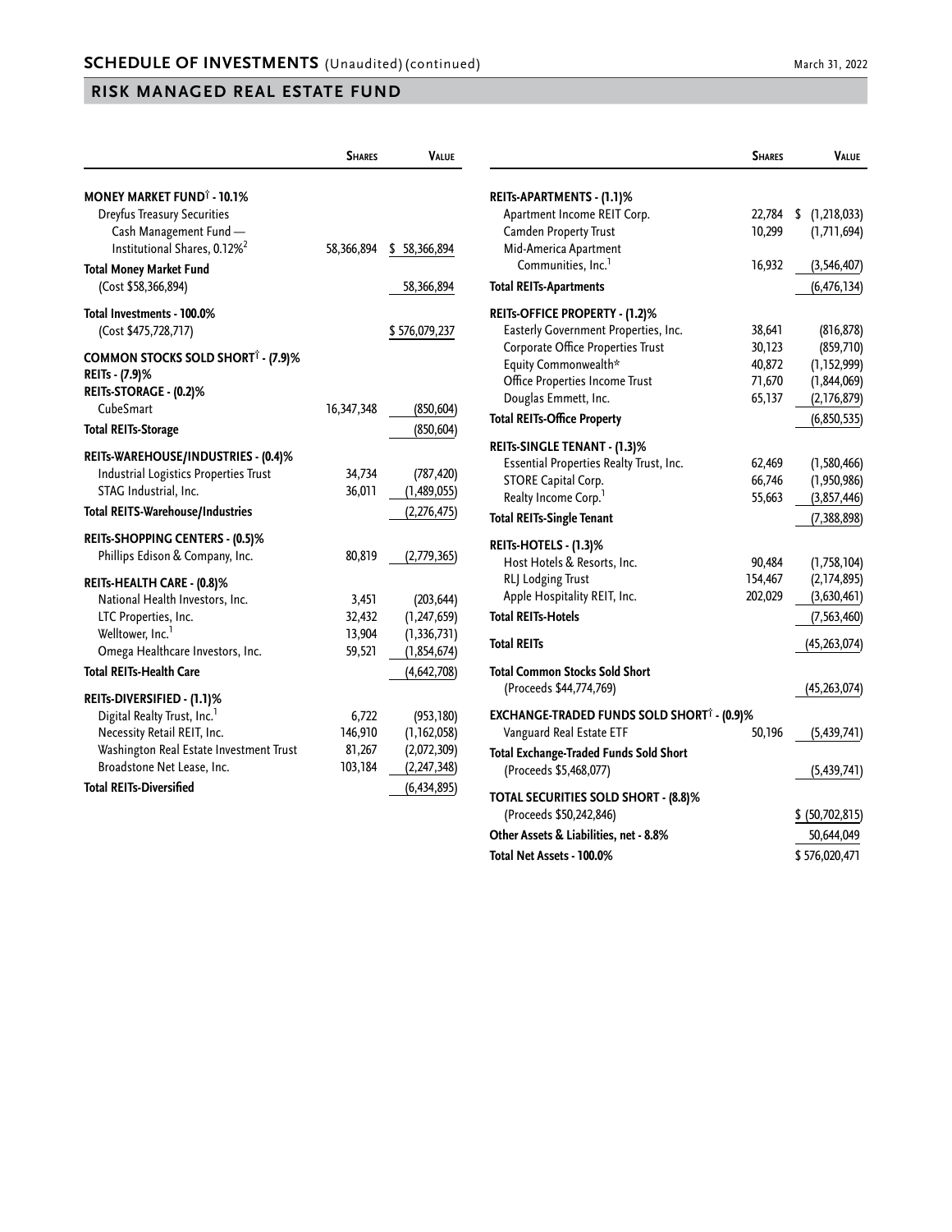## SCHEDULE OF INVESTMENTS (Unaudited) (continued)

March 31, 2022

## RISK MANAGED REAL ESTATE FUND

| | Shares | Value |
|---|---|---|
| **MONEY MARKET FUND† - 10.1%** | | |
| Dreyfus Treasury Securities Cash Management Fund — Institutional Shares, 0.12%[2] | 58,366,894 | $ 58,366,894 |
| **Total Money Market Fund** (Cost $58,366,894) | | 58,366,894 |
| **Total Investments - 100.0%** (Cost $475,728,717) | | $ 576,079,237 |
| **COMMON STOCKS SOLD SHORT† - (7.9)%** | | |
| **REITs - (7.9)%** | | |
| **REITs-STORAGE - (0.2)%** | | |
| CubeSmart | 16,347,348 | (850,604) |
| **Total REITs-Storage** | | (850,604) |
| **REITs-WAREHOUSE/INDUSTRIES - (0.4)%** | | |
| Industrial Logistics Properties Trust | 34,734 | (787,420) |
| STAG Industrial, Inc. | 36,011 | (1,489,055) |
| **Total REITS-Warehouse/Industries** | | (2,276,475) |
| **REITs-SHOPPING CENTERS - (0.5)%** | | |
| Phillips Edison & Company, Inc. | 80,819 | (2,779,365) |
| **REITs-HEALTH CARE - (0.8)%** | | |
| National Health Investors, Inc. | 3,451 | (203,644) |
| LTC Properties, Inc. | 32,432 | (1,247,659) |
| Welltower, Inc.[1] | 13,904 | (1,336,731) |
| Omega Healthcare Investors, Inc. | 59,521 | (1,854,674) |
| **Total REITs-Health Care** | | (4,642,708) |
| **REITs-DIVERSIFIED - (1.1)%** | | |
| Digital Realty Trust, Inc.[1] | 6,722 | (953,180) |
| Necessity Retail REIT, Inc. | 146,910 | (1,162,058) |
| Washington Real Estate Investment Trust | 81,267 | (2,072,309) |
| Broadstone Net Lease, Inc. | 103,184 | (2,247,348) |
| **Total REITs-Diversified** | | (6,434,895) |
| **REITs-APARTMENTS - (1.1)%** | | |
| Apartment Income REIT Corp. | 22,784 | $ (1,218,033) |
| Camden Property Trust | 10,299 | (1,711,694) |
| Mid-America Apartment Communities, Inc.[1] | 16,932 | (3,546,407) |
| **Total REITs-Apartments** | | (6,476,134) |
| **REITs-OFFICE PROPERTY - (1.2)%** | | |
| Easterly Government Properties, Inc. | 38,641 | (816,878) |
| Corporate Office Properties Trust | 30,123 | (859,710) |
| Equity Commonwealth* | 40,872 | (1,152,999) |
| Office Properties Income Trust | 71,670 | (1,844,069) |
| Douglas Emmett, Inc. | 65,137 | (2,176,879) |
| **Total REITs-Office Property** | | (6,850,535) |
| **REITs-SINGLE TENANT - (1.3)%** | | |
| Essential Properties Realty Trust, Inc. | 62,469 | (1,580,466) |
| STORE Capital Corp. | 66,746 | (1,950,986) |
| Realty Income Corp.[1] | 55,663 | (3,857,446) |
| **Total REITs-Single Tenant** | | (7,388,898) |
| **REITs-HOTELS - (1.3)%** | | |
| Host Hotels & Resorts, Inc. | 90,484 | (1,758,104) |
| RLJ Lodging Trust | 154,467 | (2,174,895) |
| Apple Hospitality REIT, Inc. | 202,029 | (3,630,461) |
| **Total REITs-Hotels** | | (7,563,460) |
| **Total REITs** | | (45,263,074) |
| **Total Common Stocks Sold Short** (Proceeds $44,774,769) | | (45,263,074) |
| **EXCHANGE-TRADED FUNDS SOLD SHORT† - (0.9)%** | | |
| Vanguard Real Estate ETF | 50,196 | (5,439,741) |
| **Total Exchange-Traded Funds Sold Short** (Proceeds $5,468,077) | | (5,439,741) |
| **TOTAL SECURITIES SOLD SHORT - (8.8)%** (Proceeds $50,242,846) | | $ (50,702,815) |
| **Other Assets & Liabilities, net - 8.8%** | | 50,644,049 |
| **Total Net Assets - 100.0%** | | $ 576,020,471 |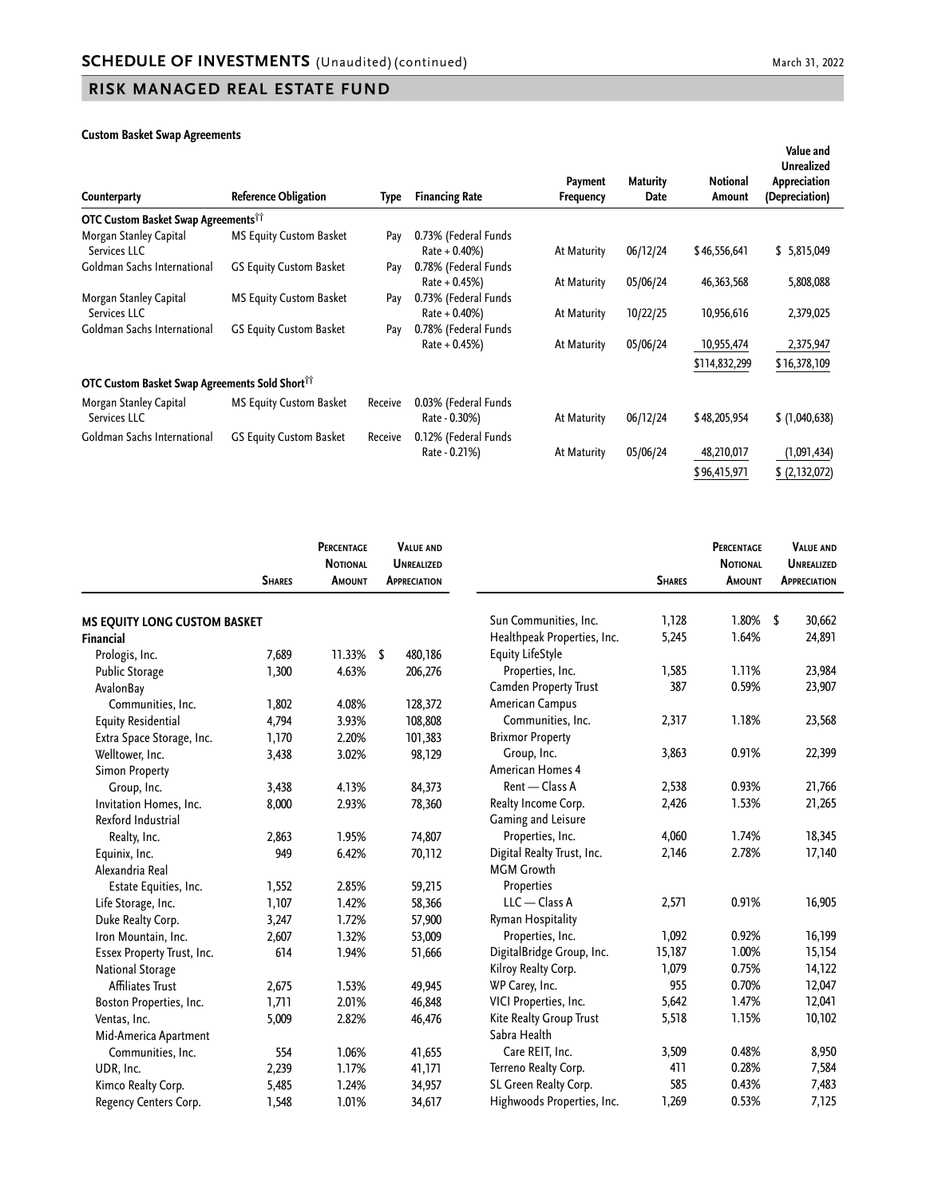## SCHEDULE OF INVESTMENTS (Unaudited) (continued)

March 31, 2022

## RISK MANAGED REAL ESTATE FUND

**Custom Basket Swap Agreements**

| Counterparty | Reference Obligation | Type | Financing Rate | Payment Frequency | Maturity Date | Notional Amount | Value and Unrealized Appreciation (Depreciation) |
|---|---|---|---|---|---|---|---|
| **OTC Custom Basket Swap Agreements††** | | | | | | | |
| Morgan Stanley Capital Services LLC | MS Equity Custom Basket | Pay | 0.73% (Federal Funds Rate + 0.40%) | At Maturity | 06/12/24 | $46,556,641 | $ 5,815,049 |
| Goldman Sachs International | GS Equity Custom Basket | Pay | 0.78% (Federal Funds Rate + 0.45%) | At Maturity | 05/06/24 | 46,363,568 | 5,808,088 |
| Morgan Stanley Capital Services LLC | MS Equity Custom Basket | Pay | 0.73% (Federal Funds Rate + 0.40%) | At Maturity | 10/22/25 | 10,956,616 | 2,379,025 |
| Goldman Sachs International | GS Equity Custom Basket | Pay | 0.78% (Federal Funds Rate + 0.45%) | At Maturity | 05/06/24 | 10,955,474 | 2,375,947 |
| | | | | | | $114,832,299 | $16,378,109 |
| **OTC Custom Basket Swap Agreements Sold Short††** | | | | | | | |
| Morgan Stanley Capital Services LLC | MS Equity Custom Basket | Receive | 0.03% (Federal Funds Rate - 0.30%) | At Maturity | 06/12/24 | $48,205,954 | $ (1,040,638) |
| Goldman Sachs International | GS Equity Custom Basket | Receive | 0.12% (Federal Funds Rate - 0.21%) | At Maturity | 05/06/24 | 48,210,017 | (1,091,434) |
| | | | | | | $96,415,971 | $ (2,132,072) |

| | Shares | Percentage Notional Amount | Value and Unrealized Appreciation |
|---|---|---|---|
| **MS EQUITY LONG CUSTOM BASKET** | | | |
| **Financial** | | | |
| Prologis, Inc. | 7,689 | 11.33% | $ 480,186 |
| Public Storage | 1,300 | 4.63% | 206,276 |
| AvalonBay Communities, Inc. | 1,802 | 4.08% | 128,372 |
| Equity Residential | 4,794 | 3.93% | 108,808 |
| Extra Space Storage, Inc. | 1,170 | 2.20% | 101,383 |
| Welltower, Inc. | 3,438 | 3.02% | 98,129 |
| Simon Property Group, Inc. | 3,438 | 4.13% | 84,373 |
| Invitation Homes, Inc. | 8,000 | 2.93% | 78,360 |
| Rexford Industrial Realty, Inc. | 2,863 | 1.95% | 74,807 |
| Equinix, Inc. | 949 | 6.42% | 70,112 |
| Alexandria Real Estate Equities, Inc. | 1,552 | 2.85% | 59,215 |
| Life Storage, Inc. | 1,107 | 1.42% | 58,366 |
| Duke Realty Corp. | 3,247 | 1.72% | 57,900 |
| Iron Mountain, Inc. | 2,607 | 1.32% | 53,009 |
| Essex Property Trust, Inc. | 614 | 1.94% | 51,666 |
| National Storage Affiliates Trust | 2,675 | 1.53% | 49,945 |
| Boston Properties, Inc. | 1,711 | 2.01% | 46,848 |
| Ventas, Inc. | 5,009 | 2.82% | 46,476 |
| Mid-America Apartment Communities, Inc. | 554 | 1.06% | 41,655 |
| UDR, Inc. | 2,239 | 1.17% | 41,171 |
| Kimco Realty Corp. | 5,485 | 1.24% | 34,957 |
| Regency Centers Corp. | 1,548 | 1.01% | 34,617 |
| Sun Communities, Inc. | 1,128 | 1.80% | $ 30,662 |
| Healthpeak Properties, Inc. | 5,245 | 1.64% | 24,891 |
| Equity LifeStyle Properties, Inc. | 1,585 | 1.11% | 23,984 |
| Camden Property Trust | 387 | 0.59% | 23,907 |
| American Campus Communities, Inc. | 2,317 | 1.18% | 23,568 |
| Brixmor Property Group, Inc. | 3,863 | 0.91% | 22,399 |
| American Homes 4 Rent — Class A | 2,538 | 0.93% | 21,766 |
| Realty Income Corp. | 2,426 | 1.53% | 21,265 |
| Gaming and Leisure Properties, Inc. | 4,060 | 1.74% | 18,345 |
| Digital Realty Trust, Inc. | 2,146 | 2.78% | 17,140 |
| MGM Growth Properties LLC — Class A | 2,571 | 0.91% | 16,905 |
| Ryman Hospitality Properties, Inc. | 1,092 | 0.92% | 16,199 |
| DigitalBridge Group, Inc. | 15,187 | 1.00% | 15,154 |
| Kilroy Realty Corp. | 1,079 | 0.75% | 14,122 |
| WP Carey, Inc. | 955 | 0.70% | 12,047 |
| VICI Properties, Inc. | 5,642 | 1.47% | 12,041 |
| Kite Realty Group Trust | 5,518 | 1.15% | 10,102 |
| Sabra Health Care REIT, Inc. | 3,509 | 0.48% | 8,950 |
| Terreno Realty Corp. | 411 | 0.28% | 7,584 |
| SL Green Realty Corp. | 585 | 0.43% | 7,483 |
| Highwoods Properties, Inc. | 1,269 | 0.53% | 7,125 |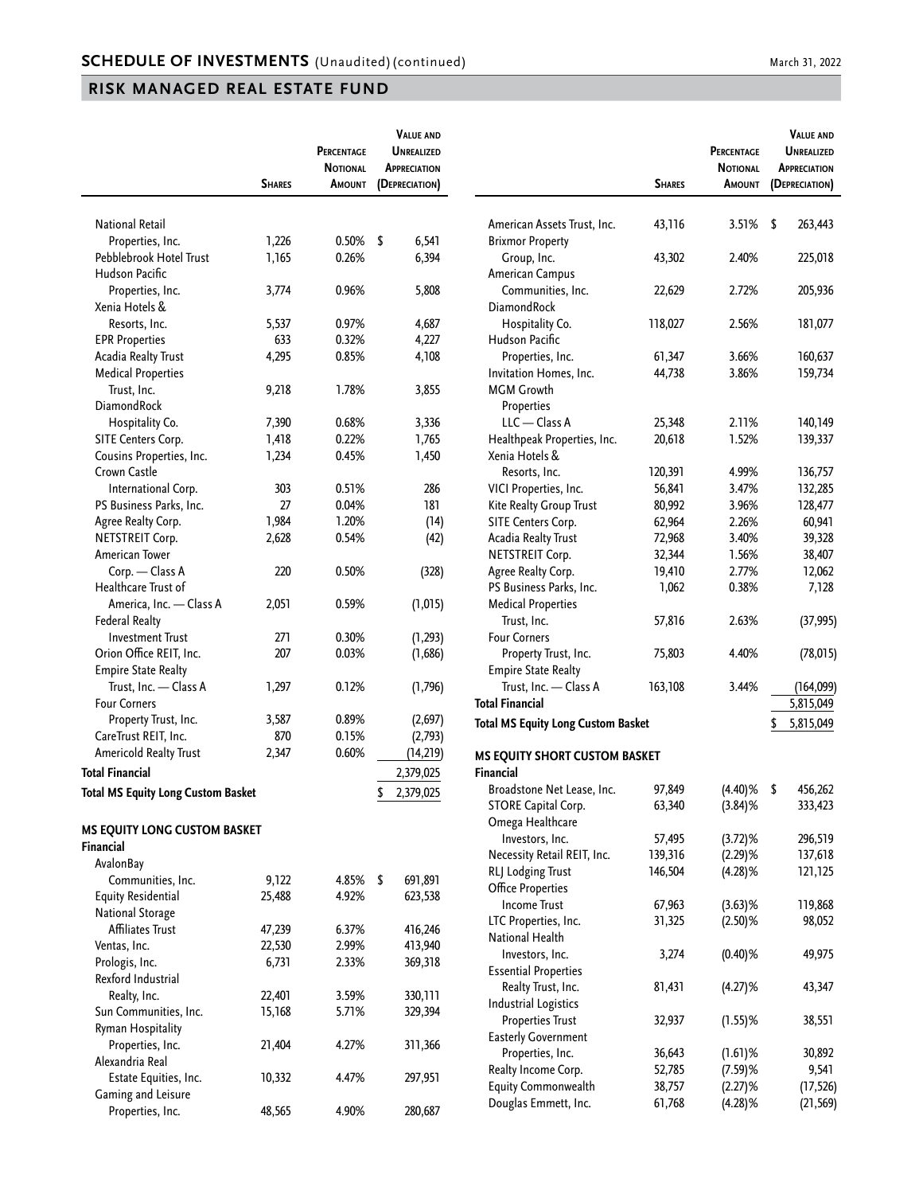## RISK MANAGED REAL ESTATE FUND

| | Shares | Percentage Notional Amount | Value and Unrealized Appreciation (Depreciation) |
|---|---|---|---|
| National Retail Properties, Inc. | 1,226 | 0.50% | $ 6,541 |
| Pebblebrook Hotel Trust | 1,165 | 0.26% | 6,394 |
| Hudson Pacific Properties, Inc. | 3,774 | 0.96% | 5,808 |
| Xenia Hotels & Resorts, Inc. | 5,537 | 0.97% | 4,687 |
| EPR Properties | 633 | 0.32% | 4,227 |
| Acadia Realty Trust | 4,295 | 0.85% | 4,108 |
| Medical Properties Trust, Inc. | 9,218 | 1.78% | 3,855 |
| DiamondRock Hospitality Co. | 7,390 | 0.68% | 3,336 |
| SITE Centers Corp. | 1,418 | 0.22% | 1,765 |
| Cousins Properties, Inc. | 1,234 | 0.45% | 1,450 |
| Crown Castle International Corp. | 303 | 0.51% | 286 |
| PS Business Parks, Inc. | 27 | 0.04% | 181 |
| Agree Realty Corp. | 1,984 | 1.20% | (14) |
| NETSTREIT Corp. | 2,628 | 0.54% | (42) |
| American Tower Corp. — Class A | 220 | 0.50% | (328) |
| Healthcare Trust of America, Inc. — Class A | 2,051 | 0.59% | (1,015) |
| Federal Realty Investment Trust | 271 | 0.30% | (1,293) |
| Orion Office REIT, Inc. | 207 | 0.03% | (1,686) |
| Empire State Realty Trust, Inc. — Class A | 1,297 | 0.12% | (1,796) |
| Four Corners Property Trust, Inc. | 3,587 | 0.89% | (2,697) |
| CareTrust REIT, Inc. | 870 | 0.15% | (2,793) |
| Americold Realty Trust | 2,347 | 0.60% | (14,219) |
| **Total Financial** | | | 2,379,025 |
| **Total MS Equity Long Custom Basket** | | | $ 2,379,025 |
| | | | |
| **MS EQUITY LONG CUSTOM BASKET** | | | |
| **Financial** | | | |
| AvalonBay Communities, Inc. | 9,122 | 4.85% | $ 691,891 |
| Equity Residential | 25,488 | 4.92% | 623,538 |
| National Storage Affiliates Trust | 47,239 | 6.37% | 416,246 |
| Ventas, Inc. | 22,530 | 2.99% | 413,940 |
| Prologis, Inc. | 6,731 | 2.33% | 369,318 |
| Rexford Industrial Realty, Inc. | 22,401 | 3.59% | 330,111 |
| Sun Communities, Inc. | 15,168 | 5.71% | 329,394 |
| Ryman Hospitality Properties, Inc. | 21,404 | 4.27% | 311,366 |
| Alexandria Real Estate Equities, Inc. | 10,332 | 4.47% | 297,951 |
| Gaming and Leisure Properties, Inc. | 48,565 | 4.90% | 280,687 |
| American Assets Trust, Inc. | 43,116 | 3.51% | $ 263,443 |
| Brixmor Property Group, Inc. | 43,302 | 2.40% | 225,018 |
| American Campus Communities, Inc. | 22,629 | 2.72% | 205,936 |
| DiamondRock Hospitality Co. | 118,027 | 2.56% | 181,077 |
| Hudson Pacific Properties, Inc. | 61,347 | 3.66% | 160,637 |
| Invitation Homes, Inc. | 44,738 | 3.86% | 159,734 |
| MGM Growth Properties LLC — Class A | 25,348 | 2.11% | 140,149 |
| Healthpeak Properties, Inc. | 20,618 | 1.52% | 139,337 |
| Xenia Hotels & Resorts, Inc. | 120,391 | 4.99% | 136,757 |
| VICI Properties, Inc. | 56,841 | 3.47% | 132,285 |
| Kite Realty Group Trust | 80,992 | 3.96% | 128,477 |
| SITE Centers Corp. | 62,964 | 2.26% | 60,941 |
| Acadia Realty Trust | 72,968 | 3.40% | 39,328 |
| NETSTREIT Corp. | 32,344 | 1.56% | 38,407 |
| Agree Realty Corp. | 19,410 | 2.77% | 12,062 |
| PS Business Parks, Inc. | 1,062 | 0.38% | 7,128 |
| Medical Properties Trust, Inc. | 57,816 | 2.63% | (37,995) |
| Four Corners Property Trust, Inc. | 75,803 | 4.40% | (78,015) |
| Empire State Realty Trust, Inc. — Class A | 163,108 | 3.44% | (164,099) |
| **Total Financial** | | | 5,815,049 |
| **Total MS Equity Long Custom Basket** | | | $ 5,815,049 |
| | | | |
| **MS EQUITY SHORT CUSTOM BASKET** | | | |
| **Financial** | | | |
| Broadstone Net Lease, Inc. | 97,849 | (4.40)% | $ 456,262 |
| STORE Capital Corp. | 63,340 | (3.84)% | 333,423 |
| Omega Healthcare Investors, Inc. | 57,495 | (3.72)% | 296,519 |
| Necessity Retail REIT, Inc. | 139,316 | (2.29)% | 137,618 |
| RLJ Lodging Trust | 146,504 | (4.28)% | 121,125 |
| Office Properties Income Trust | 67,963 | (3.63)% | 119,868 |
| LTC Properties, Inc. | 31,325 | (2.50)% | 98,052 |
| National Health Investors, Inc. | 3,274 | (0.40)% | 49,975 |
| Essential Properties Realty Trust, Inc. | 81,431 | (4.27)% | 43,347 |
| Industrial Logistics Properties Trust | 32,937 | (1.55)% | 38,551 |
| Easterly Government Properties, Inc. | 36,643 | (1.61)% | 30,892 |
| Realty Income Corp. | 52,785 | (7.59)% | 9,541 |
| Equity Commonwealth | 38,757 | (2.27)% | (17,526) |
| Douglas Emmett, Inc. | 61,768 | (4.28)% | (21,569) |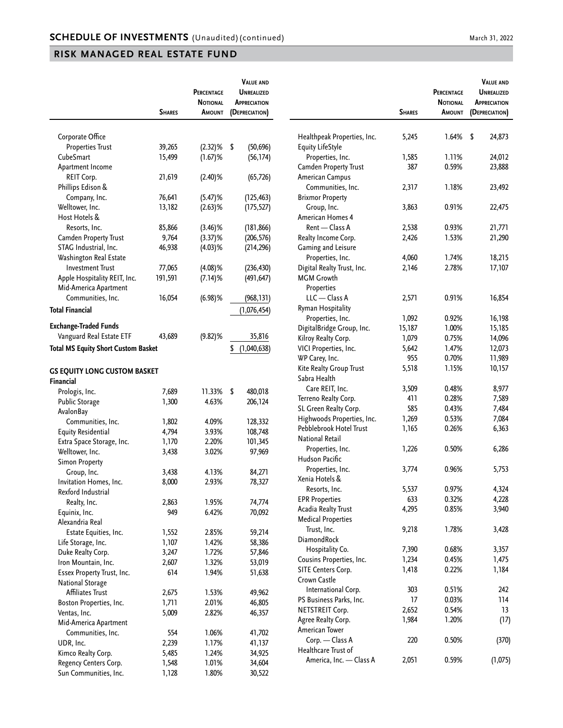## SCHEDULE OF INVESTMENTS (Unaudited) (continued)

## RISK MANAGED REAL ESTATE FUND

| | Shares | Percentage Notional Amount | Value and Unrealized Appreciation (Depreciation) |
|---|---|---|---|
| Corporate Office Properties Trust | 39,265 | (2.32)% | $ (50,696) |
| CubeSmart | 15,499 | (1.67)% | (56,174) |
| Apartment Income REIT Corp. | 21,619 | (2.40)% | (65,726) |
| Phillips Edison & Company, Inc. | 76,641 | (5.47)% | (125,463) |
| Welltower, Inc. | 13,182 | (2.63)% | (175,527) |
| Host Hotels & Resorts, Inc. | 85,866 | (3.46)% | (181,866) |
| Camden Property Trust | 9,764 | (3.37)% | (206,576) |
| STAG Industrial, Inc. | 46,938 | (4.03)% | (214,296) |
| Washington Real Estate Investment Trust | 77,065 | (4.08)% | (236,430) |
| Apple Hospitality REIT, Inc. | 191,591 | (7.14)% | (491,647) |
| Mid-America Apartment Communities, Inc. | 16,054 | (6.98)% | (968,131) |
| **Total Financial** | | | (1,076,454) |
| **Exchange-Traded Funds** | | | |
| Vanguard Real Estate ETF | 43,689 | (9.82)% | 35,816 |
| **Total MS Equity Short Custom Basket** | | | $ (1,040,638) |
| | | | |
| **GS EQUITY LONG CUSTOM BASKET** | | | |
| **Financial** | | | |
| Prologis, Inc. | 7,689 | 11.33% | $ 480,018 |
| Public Storage | 1,300 | 4.63% | 206,124 |
| AvalonBay Communities, Inc. | 1,802 | 4.09% | 128,332 |
| Equity Residential | 4,794 | 3.93% | 108,748 |
| Extra Space Storage, Inc. | 1,170 | 2.20% | 101,345 |
| Welltower, Inc. | 3,438 | 3.02% | 97,969 |
| Simon Property Group, Inc. | 3,438 | 4.13% | 84,271 |
| Invitation Homes, Inc. | 8,000 | 2.93% | 78,327 |
| Rexford Industrial Realty, Inc. | 2,863 | 1.95% | 74,774 |
| Equinix, Inc. | 949 | 6.42% | 70,092 |
| Alexandria Real Estate Equities, Inc. | 1,552 | 2.85% | 59,214 |
| Life Storage, Inc. | 1,107 | 1.42% | 58,386 |
| Duke Realty Corp. | 3,247 | 1.72% | 57,846 |
| Iron Mountain, Inc. | 2,607 | 1.32% | 53,019 |
| Essex Property Trust, Inc. | 614 | 1.94% | 51,638 |
| National Storage Affiliates Trust | 2,675 | 1.53% | 49,962 |
| Boston Properties, Inc. | 1,711 | 2.01% | 46,805 |
| Ventas, Inc. | 5,009 | 2.82% | 46,357 |
| Mid-America Apartment Communities, Inc. | 554 | 1.06% | 41,702 |
| UDR, Inc. | 2,239 | 1.17% | 41,137 |
| Kimco Realty Corp. | 5,485 | 1.24% | 34,925 |
| Regency Centers Corp. | 1,548 | 1.01% | 34,604 |
| Sun Communities, Inc. | 1,128 | 1.80% | 30,522 |
| Healthpeak Properties, Inc. | 5,245 | 1.64% | $ 24,873 |
| Equity LifeStyle Properties, Inc. | 1,585 | 1.11% | 24,012 |
| Camden Property Trust | 387 | 0.59% | 23,888 |
| American Campus Communities, Inc. | 2,317 | 1.18% | 23,492 |
| Brixmor Property Group, Inc. | 3,863 | 0.91% | 22,475 |
| American Homes 4 Rent — Class A | 2,538 | 0.93% | 21,771 |
| Realty Income Corp. | 2,426 | 1.53% | 21,290 |
| Gaming and Leisure Properties, Inc. | 4,060 | 1.74% | 18,215 |
| Digital Realty Trust, Inc. | 2,146 | 2.78% | 17,107 |
| MGM Growth Properties LLC — Class A | 2,571 | 0.91% | 16,854 |
| Ryman Hospitality Properties, Inc. | 1,092 | 0.92% | 16,198 |
| DigitalBridge Group, Inc. | 15,187 | 1.00% | 15,185 |
| Kilroy Realty Corp. | 1,079 | 0.75% | 14,096 |
| VICI Properties, Inc. | 5,642 | 1.47% | 12,073 |
| WP Carey, Inc. | 955 | 0.70% | 11,989 |
| Kite Realty Group Trust | 5,518 | 1.15% | 10,157 |
| Sabra Health Care REIT, Inc. | 3,509 | 0.48% | 8,977 |
| Terreno Realty Corp. | 411 | 0.28% | 7,589 |
| SL Green Realty Corp. | 585 | 0.43% | 7,484 |
| Highwoods Properties, Inc. | 1,269 | 0.53% | 7,084 |
| Pebblebrook Hotel Trust | 1,165 | 0.26% | 6,363 |
| National Retail Properties, Inc. | 1,226 | 0.50% | 6,286 |
| Hudson Pacific Properties, Inc. | 3,774 | 0.96% | 5,753 |
| Xenia Hotels & Resorts, Inc. | 5,537 | 0.97% | 4,324 |
| EPR Properties | 633 | 0.32% | 4,228 |
| Acadia Realty Trust | 4,295 | 0.85% | 3,940 |
| Medical Properties Trust, Inc. | 9,218 | 1.78% | 3,428 |
| DiamondRock Hospitality Co. | 7,390 | 0.68% | 3,357 |
| Cousins Properties, Inc. | 1,234 | 0.45% | 1,475 |
| SITE Centers Corp. | 1,418 | 0.22% | 1,184 |
| Crown Castle International Corp. | 303 | 0.51% | 242 |
| PS Business Parks, Inc. | 17 | 0.03% | 114 |
| NETSTREIT Corp. | 2,652 | 0.54% | 13 |
| Agree Realty Corp. | 1,984 | 1.20% | (17) |
| American Tower Corp. — Class A | 220 | 0.50% | (370) |
| Healthcare Trust of America, Inc. — Class A | 2,051 | 0.59% | (1,075) |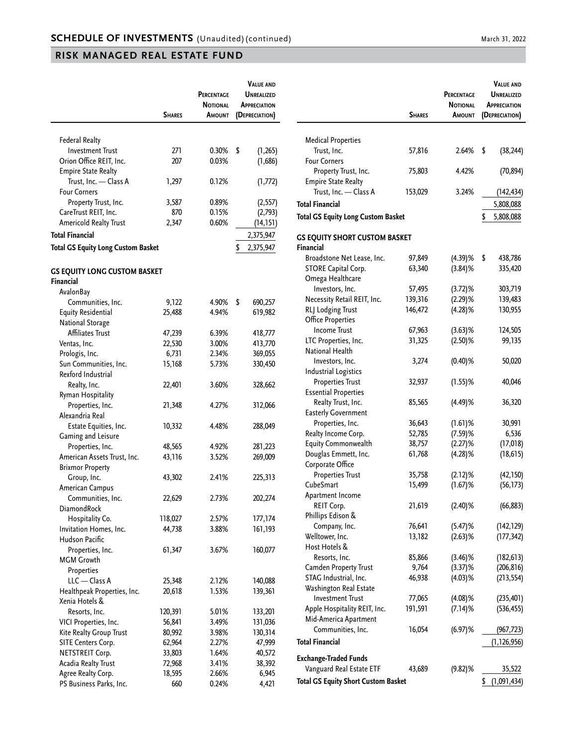## SCHEDULE OF INVESTMENTS (Unaudited) (continued)

March 31, 2022

## RISK MANAGED REAL ESTATE FUND

| | Shares | Percentage Notional Amount | Value and Unrealized Appreciation (Depreciation) |
|---|---|---|---|
| Federal Realty Investment Trust | 271 | 0.30% | $ (1,265) |
| Orion Office REIT, Inc. | 207 | 0.03% | (1,686) |
| Empire State Realty Trust, Inc. — Class A | 1,297 | 0.12% | (1,772) |
| Four Corners Property Trust, Inc. | 3,587 | 0.89% | (2,557) |
| CareTrust REIT, Inc. | 870 | 0.15% | (2,793) |
| Americold Realty Trust | 2,347 | 0.60% | (14,151) |
| **Total Financial** | | | 2,375,947 |
| **Total GS Equity Long Custom Basket** | | | $ 2,375,947 |
| | | | |
| **GS EQUITY LONG CUSTOM BASKET** | | | |
| **Financial** | | | |
| AvalonBay Communities, Inc. | 9,122 | 4.90% | $ 690,257 |
| Equity Residential | 25,488 | 4.94% | 619,982 |
| National Storage Affiliates Trust | 47,239 | 6.39% | 418,777 |
| Ventas, Inc. | 22,530 | 3.00% | 413,770 |
| Prologis, Inc. | 6,731 | 2.34% | 369,055 |
| Sun Communities, Inc. | 15,168 | 5.73% | 330,450 |
| Rexford Industrial Realty, Inc. | 22,401 | 3.60% | 328,662 |
| Ryman Hospitality Properties, Inc. | 21,348 | 4.27% | 312,066 |
| Alexandria Real Estate Equities, Inc. | 10,332 | 4.48% | 288,049 |
| Gaming and Leisure Properties, Inc. | 48,565 | 4.92% | 281,223 |
| American Assets Trust, Inc. | 43,116 | 3.52% | 269,009 |
| Brixmor Property Group, Inc. | 43,302 | 2.41% | 225,313 |
| American Campus Communities, Inc. | 22,629 | 2.73% | 202,274 |
| DiamondRock Hospitality Co. | 118,027 | 2.57% | 177,174 |
| Invitation Homes, Inc. | 44,738 | 3.88% | 161,193 |
| Hudson Pacific Properties, Inc. | 61,347 | 3.67% | 160,077 |
| MGM Growth Properties LLC — Class A | 25,348 | 2.12% | 140,088 |
| Healthpeak Properties, Inc. | 20,618 | 1.53% | 139,361 |
| Xenia Hotels & Resorts, Inc. | 120,391 | 5.01% | 133,201 |
| VICI Properties, Inc. | 56,841 | 3.49% | 131,036 |
| Kite Realty Group Trust | 80,992 | 3.98% | 130,314 |
| SITE Centers Corp. | 62,964 | 2.27% | 47,999 |
| NETSTREIT Corp. | 33,803 | 1.64% | 40,572 |
| Acadia Realty Trust | 72,968 | 3.41% | 38,392 |
| Agree Realty Corp. | 18,595 | 2.66% | 6,945 |
| PS Business Parks, Inc. | 660 | 0.24% | 4,421 |
| Medical Properties Trust, Inc. | 57,816 | 2.64% | $ (38,244) |
| Four Corners Property Trust, Inc. | 75,803 | 4.42% | (70,894) |
| Empire State Realty Trust, Inc. — Class A | 153,029 | 3.24% | (142,434) |
| **Total Financial** | | | 5,808,088 |
| **Total GS Equity Long Custom Basket** | | | $ 5,808,088 |
| | | | |
| **GS EQUITY SHORT CUSTOM BASKET** | | | |
| **Financial** | | | |
| Broadstone Net Lease, Inc. | 97,849 | (4.39)% | $ 438,786 |
| STORE Capital Corp. | 63,340 | (3.84)% | 335,420 |
| Omega Healthcare Investors, Inc. | 57,495 | (3.72)% | 303,719 |
| Necessity Retail REIT, Inc. | 139,316 | (2.29)% | 139,483 |
| RLJ Lodging Trust | 146,472 | (4.28)% | 130,955 |
| Office Properties Income Trust | 67,963 | (3.63)% | 124,505 |
| LTC Properties, Inc. | 31,325 | (2.50)% | 99,135 |
| National Health Investors, Inc. | 3,274 | (0.40)% | 50,020 |
| Industrial Logistics Properties Trust | 32,937 | (1.55)% | 40,046 |
| Essential Properties Realty Trust, Inc. | 85,565 | (4.49)% | 36,320 |
| Easterly Government Properties, Inc. | 36,643 | (1.61)% | 30,991 |
| Realty Income Corp. | 52,785 | (7.59)% | 6,536 |
| Equity Commonwealth | 38,757 | (2.27)% | (17,018) |
| Douglas Emmett, Inc. | 61,768 | (4.28)% | (18,615) |
| Corporate Office Properties Trust | 35,758 | (2.12)% | (42,150) |
| CubeSmart | 15,499 | (1.67)% | (56,173) |
| Apartment Income REIT Corp. | 21,619 | (2.40)% | (66,883) |
| Phillips Edison & Company, Inc. | 76,641 | (5.47)% | (142,129) |
| Welltower, Inc. | 13,182 | (2.63)% | (177,342) |
| Host Hotels & Resorts, Inc. | 85,866 | (3.46)% | (182,613) |
| Camden Property Trust | 9,764 | (3.37)% | (206,816) |
| STAG Industrial, Inc. | 46,938 | (4.03)% | (213,554) |
| Washington Real Estate Investment Trust | 77,065 | (4.08)% | (235,401) |
| Apple Hospitality REIT, Inc. | 191,591 | (7.14)% | (536,455) |
| Mid-America Apartment Communities, Inc. | 16,054 | (6.97)% | (967,723) |
| **Total Financial** | | | (1,126,956) |
| | | | |
| **Exchange-Traded Funds** | | | |
| Vanguard Real Estate ETF | 43,689 | (9.82)% | 35,522 |
| **Total GS Equity Short Custom Basket** | | | $ (1,091,434) |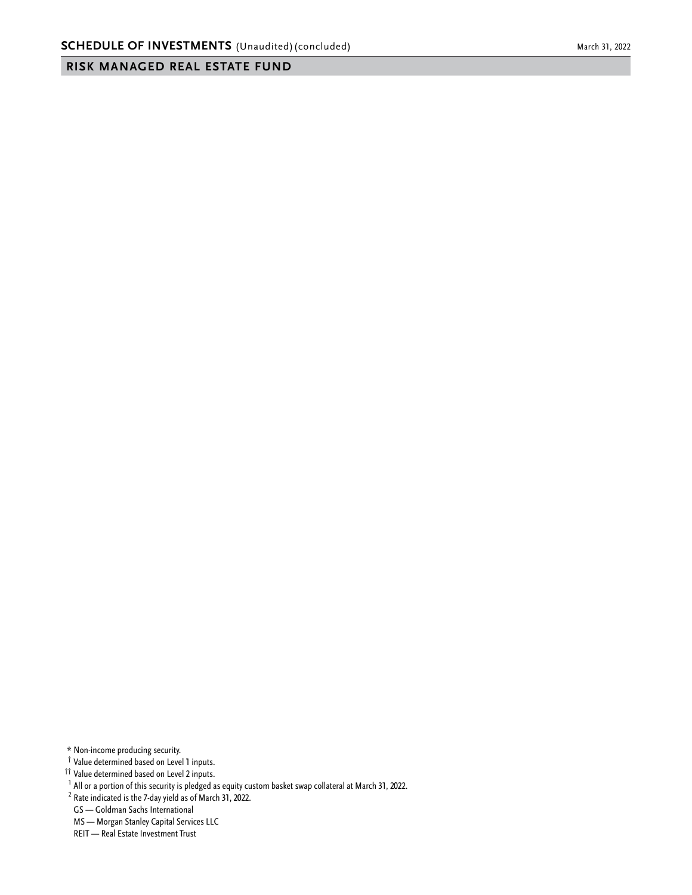# SCHEDULE OF INVESTMENTS (Unaudited) (concluded)

## RISK MANAGED REAL ESTATE FUND

\* Non-income producing security.

† Value determined based on Level 1 inputs.

†† Value determined based on Level 2 inputs.

[1] All or a portion of this security is pledged as equity custom basket swap collateral at March 31, 2022.

[2] Rate indicated is the 7-day yield as of March 31, 2022.

GS — Goldman Sachs International

MS — Morgan Stanley Capital Services LLC

REIT — Real Estate Investment Trust